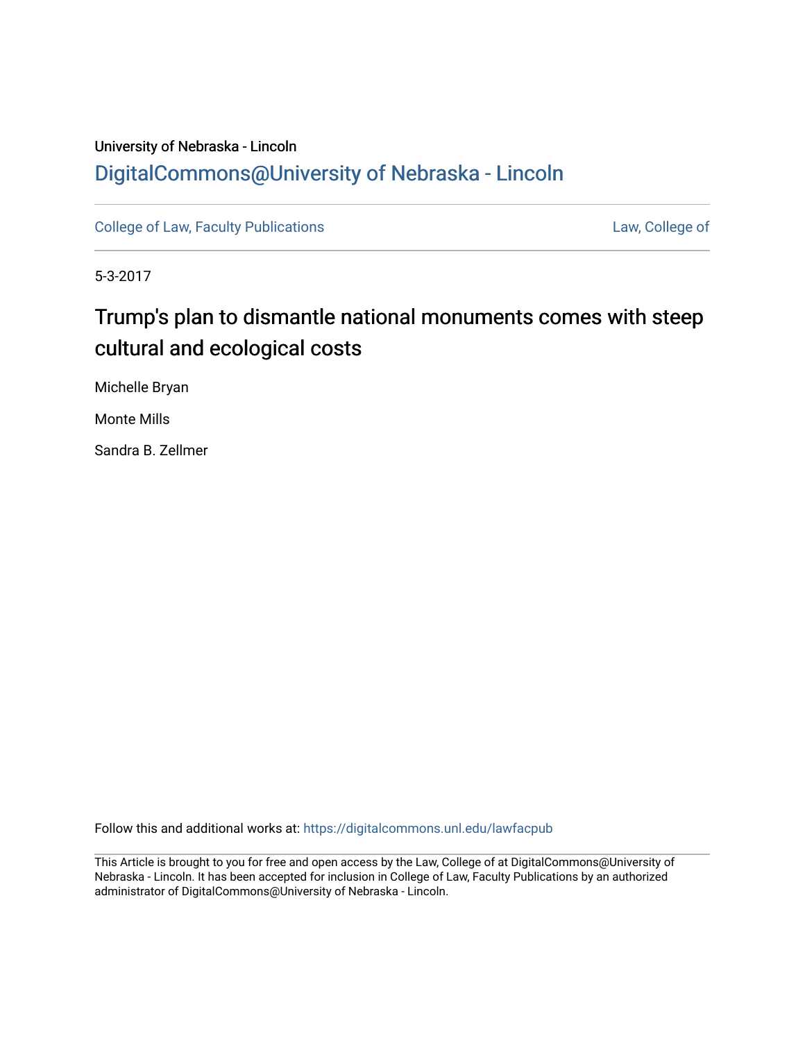University of Nebraska - Lincoln

DigitalCommons@University of Nebraska - Lincoln

College of Law, Faculty Publications

Law, College of

5-3-2017

# Trump's plan to dismantle national monuments comes with steep cultural and ecological costs

Michelle Bryan

Monte Mills

Sandra B. Zellmer

Follow this and additional works at: https://digitalcommons.unl.edu/lawfacpub

This Article is brought to you for free and open access by the Law, College of at DigitalCommons@University of Nebraska - Lincoln. It has been accepted for inclusion in College of Law, Faculty Publications by an authorized administrator of DigitalCommons@University of Nebraska - Lincoln.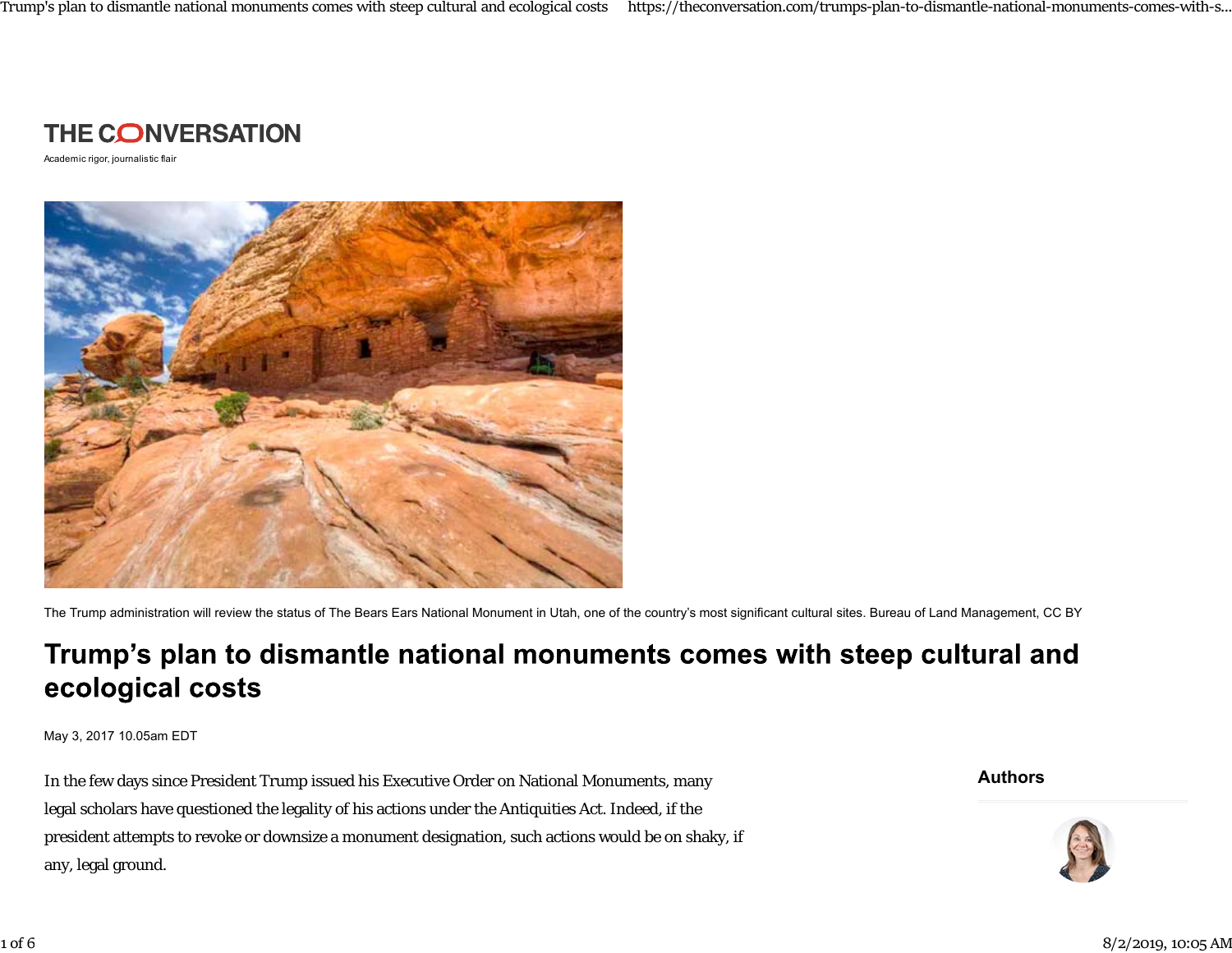THE CONVERSATION

Academic rigor, journalistic flair

The Trump administration will review the status of The Bears Ears National Monument in Utah, one of the country's most significant cultural sites. Bureau of Land Management, CC BY

# Trump's plan to dismantle national monuments comes with steep cultural and ecological costs

May 3, 2017 10.05am EDT

In the few days since President Trump issued his Executive Order on National Monuments, many legal scholars have questioned the legality of his actions under the Antiquities Act. Indeed, if the president attempts to revoke or downsize a monument designation, such actions would be on shaky, if any, legal ground.

**Authors**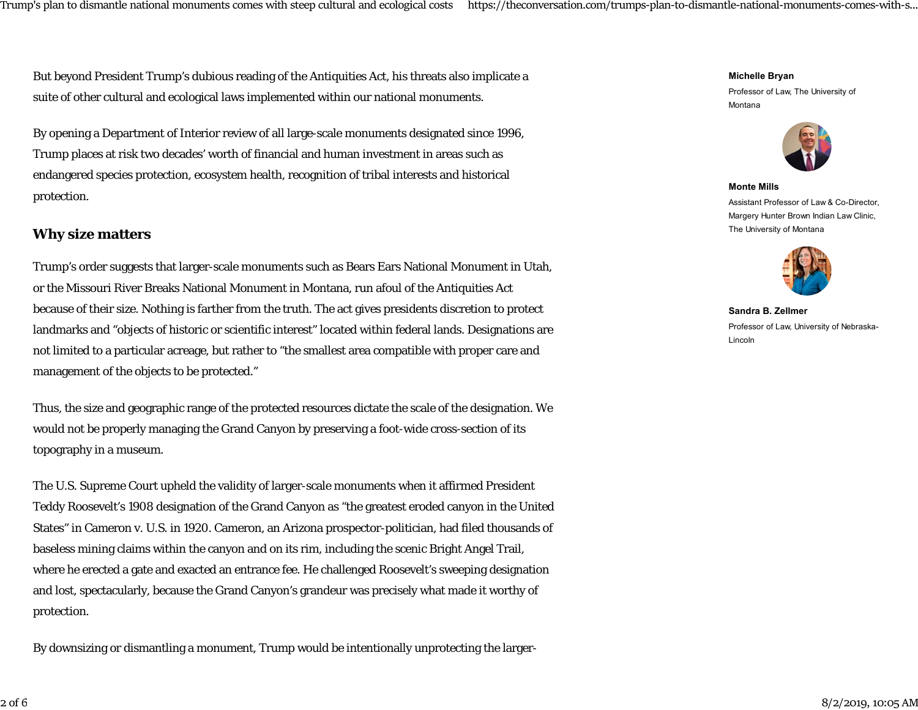But beyond President Trump's dubious reading of the Antiquities Act, his threats also implicate a suite of other cultural and ecological laws implemented within our national monuments.

By opening a Department of Interior review of all large-scale monuments designated since 1996, Trump places at risk two decades' worth of financial and human investment in areas such as endangered species protection, ecosystem health, recognition of tribal interests and historical protection.

**Michelle Bryan**
Professor of Law, The University of Montana

**Monte Mills**
Assistant Professor of Law & Co-Director, Margery Hunter Brown Indian Law Clinic, The University of Montana

**Sandra B. Zellmer**
Professor of Law, University of Nebraska-Lincoln

## Why size matters

Trump's order suggests that larger-scale monuments such as Bears Ears National Monument in Utah, or the Missouri River Breaks National Monument in Montana, run afoul of the Antiquities Act because of their size. Nothing is farther from the truth. The act gives presidents discretion to protect landmarks and "objects of historic or scientific interest" located within federal lands. Designations are not limited to a particular acreage, but rather to "the smallest area compatible with proper care and management of the objects to be protected."

Thus, the size and geographic range of the protected resources dictate the scale of the designation. We would not be properly managing the Grand Canyon by preserving a foot-wide cross-section of its topography in a museum.

The U.S. Supreme Court upheld the validity of larger-scale monuments when it affirmed President Teddy Roosevelt's 1908 designation of the Grand Canyon as "the greatest eroded canyon in the United States" in Cameron v. U.S. in 1920. Cameron, an Arizona prospector-politician, had filed thousands of baseless mining claims within the canyon and on its rim, including the scenic Bright Angel Trail, where he erected a gate and exacted an entrance fee. He challenged Roosevelt's sweeping designation and lost, spectacularly, because the Grand Canyon's grandeur was precisely what made it worthy of protection.

By downsizing or dismantling a monument, Trump would be intentionally unprotecting the larger-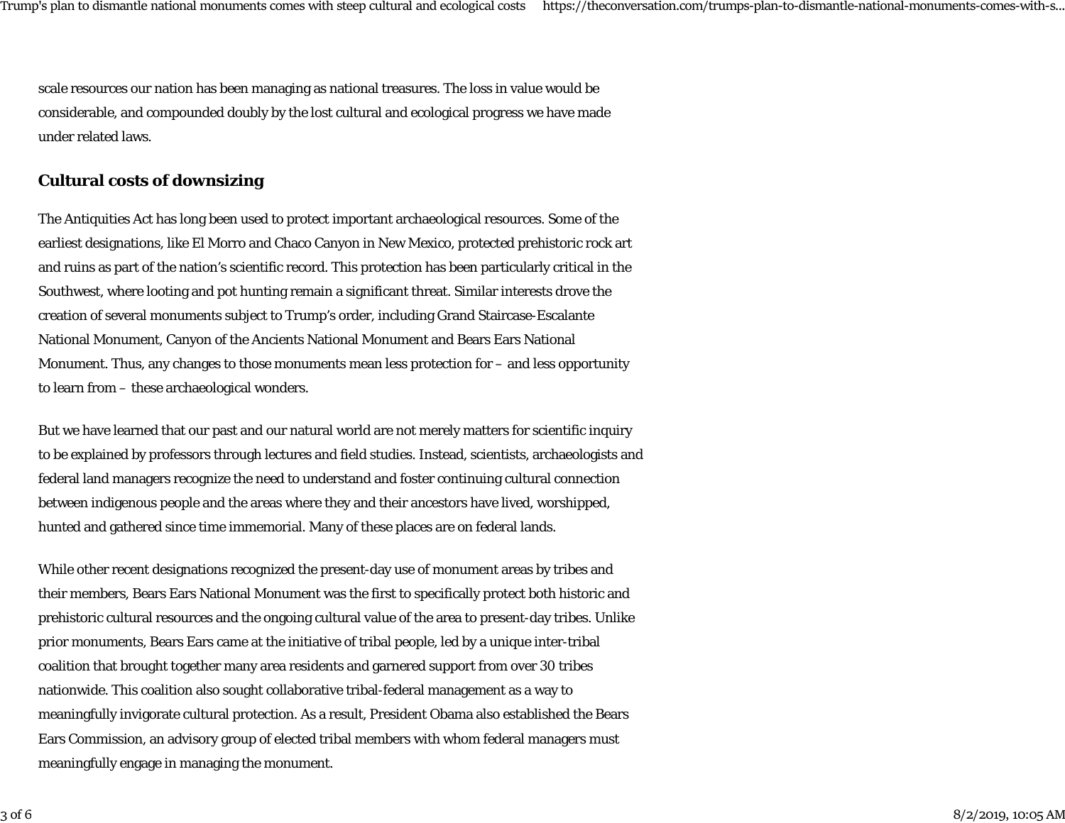scale resources our nation has been managing as national treasures. The loss in value would be considerable, and compounded doubly by the lost cultural and ecological progress we have made under related laws.

## Cultural costs of downsizing

The Antiquities Act has long been used to protect important archaeological resources. Some of the earliest designations, like El Morro and Chaco Canyon in New Mexico, protected prehistoric rock art and ruins as part of the nation's scientific record. This protection has been particularly critical in the Southwest, where looting and pot hunting remain a significant threat. Similar interests drove the creation of several monuments subject to Trump's order, including Grand Staircase-Escalante National Monument, Canyon of the Ancients National Monument and Bears Ears National Monument. Thus, any changes to those monuments mean less protection for – and less opportunity to learn from – these archaeological wonders.

But we have learned that our past and our natural world are not merely matters for scientific inquiry to be explained by professors through lectures and field studies. Instead, scientists, archaeologists and federal land managers recognize the need to understand and foster continuing cultural connection between indigenous people and the areas where they and their ancestors have lived, worshipped, hunted and gathered since time immemorial. Many of these places are on federal lands.

While other recent designations recognized the present-day use of monument areas by tribes and their members, Bears Ears National Monument was the first to specifically protect both historic and prehistoric cultural resources and the ongoing cultural value of the area to present-day tribes. Unlike prior monuments, Bears Ears came at the initiative of tribal people, led by a unique inter-tribal coalition that brought together many area residents and garnered support from over 30 tribes nationwide. This coalition also sought collaborative tribal-federal management as a way to meaningfully invigorate cultural protection. As a result, President Obama also established the Bears Ears Commission, an advisory group of elected tribal members with whom federal managers must meaningfully engage in managing the monument.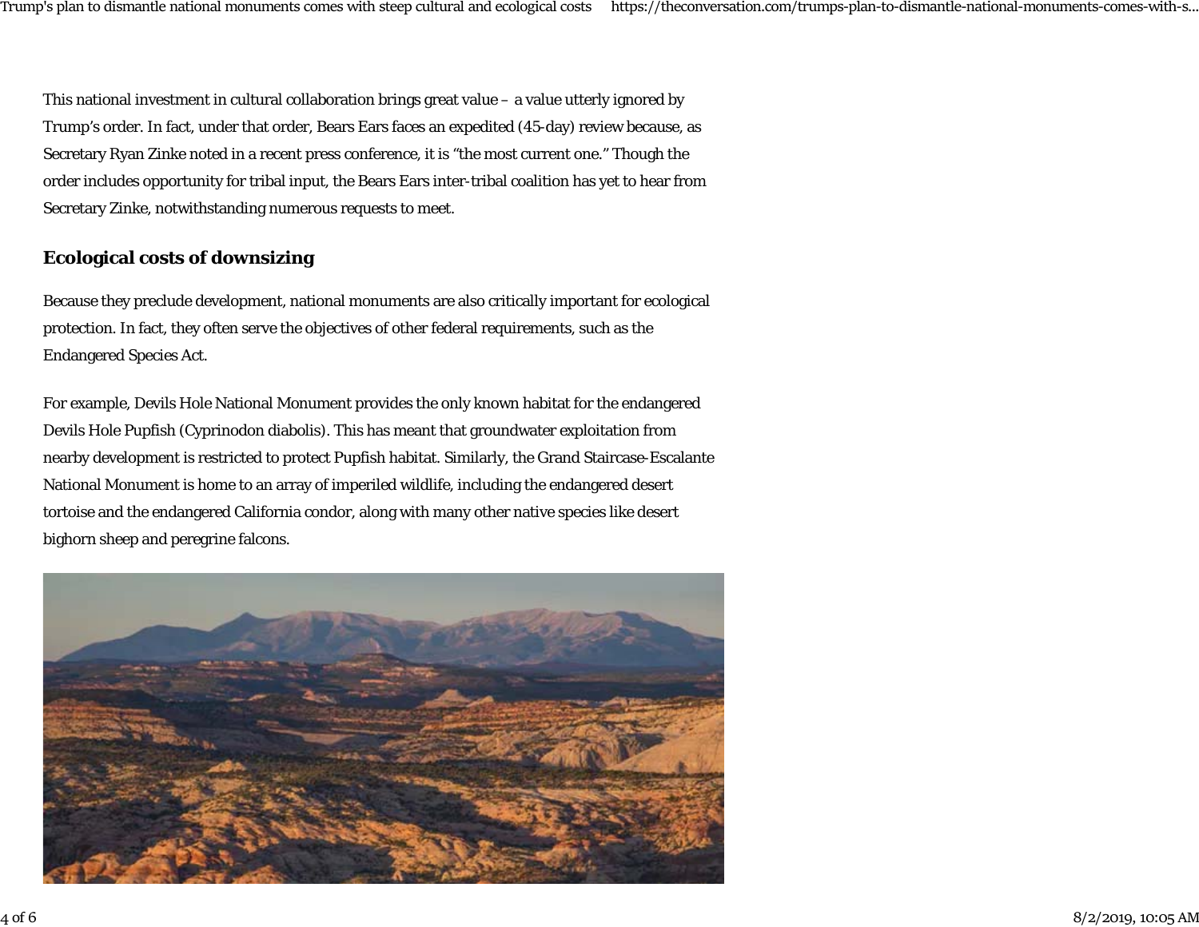This national investment in cultural collaboration brings great value – a value utterly ignored by Trump's order. In fact, under that order, Bears Ears faces an expedited (45-day) review because, as Secretary Ryan Zinke noted in a recent press conference, it is "the most current one." Though the order includes opportunity for tribal input, the Bears Ears inter-tribal coalition has yet to hear from Secretary Zinke, notwithstanding numerous requests to meet.

## Ecological costs of downsizing

Because they preclude development, national monuments are also critically important for ecological protection. In fact, they often serve the objectives of other federal requirements, such as the Endangered Species Act.

For example, Devils Hole National Monument provides the only known habitat for the endangered Devils Hole Pupfish (Cyprinodon diabolis). This has meant that groundwater exploitation from nearby development is restricted to protect Pupfish habitat. Similarly, the Grand Staircase-Escalante National Monument is home to an array of imperiled wildlife, including the endangered desert tortoise and the endangered California condor, along with many other native species like desert bighorn sheep and peregrine falcons.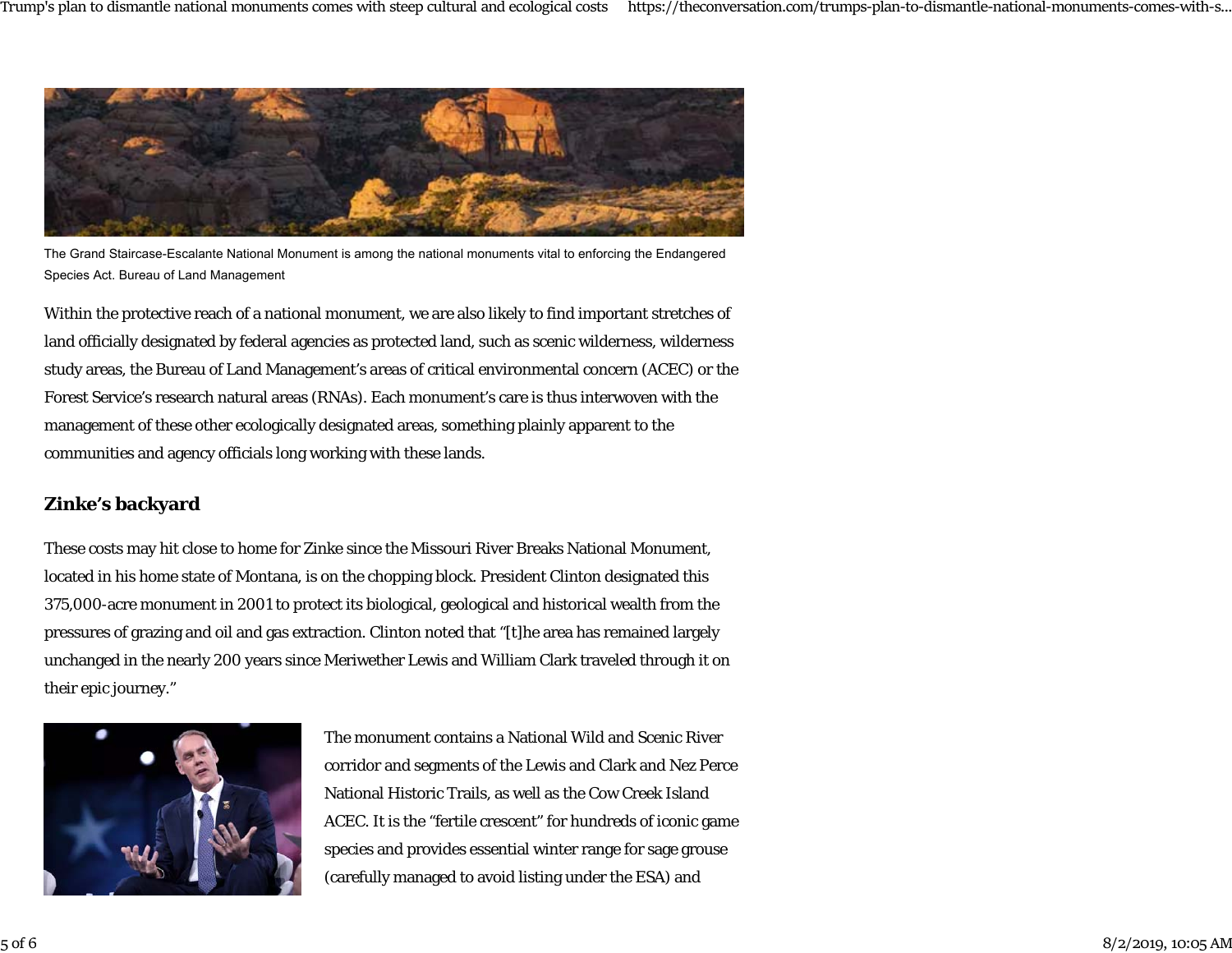The Grand Staircase-Escalante National Monument is among the national monuments vital to enforcing the Endangered Species Act. Bureau of Land Management

Within the protective reach of a national monument, we are also likely to find important stretches of land officially designated by federal agencies as protected land, such as scenic wilderness, wilderness study areas, the Bureau of Land Management's areas of critical environmental concern (ACEC) or the Forest Service's research natural areas (RNAs). Each monument's care is thus interwoven with the management of these other ecologically designated areas, something plainly apparent to the communities and agency officials long working with these lands.

## Zinke's backyard

These costs may hit close to home for Zinke since the Missouri River Breaks National Monument, located in his home state of Montana, is on the chopping block. President Clinton designated this 375,000-acre monument in 2001 to protect its biological, geological and historical wealth from the pressures of grazing and oil and gas extraction. Clinton noted that "[t]he area has remained largely unchanged in the nearly 200 years since Meriwether Lewis and William Clark traveled through it on their epic journey."

The monument contains a National Wild and Scenic River corridor and segments of the Lewis and Clark and Nez Perce National Historic Trails, as well as the Cow Creek Island ACEC. It is the "fertile crescent" for hundreds of iconic game species and provides essential winter range for sage grouse (carefully managed to avoid listing under the ESA) and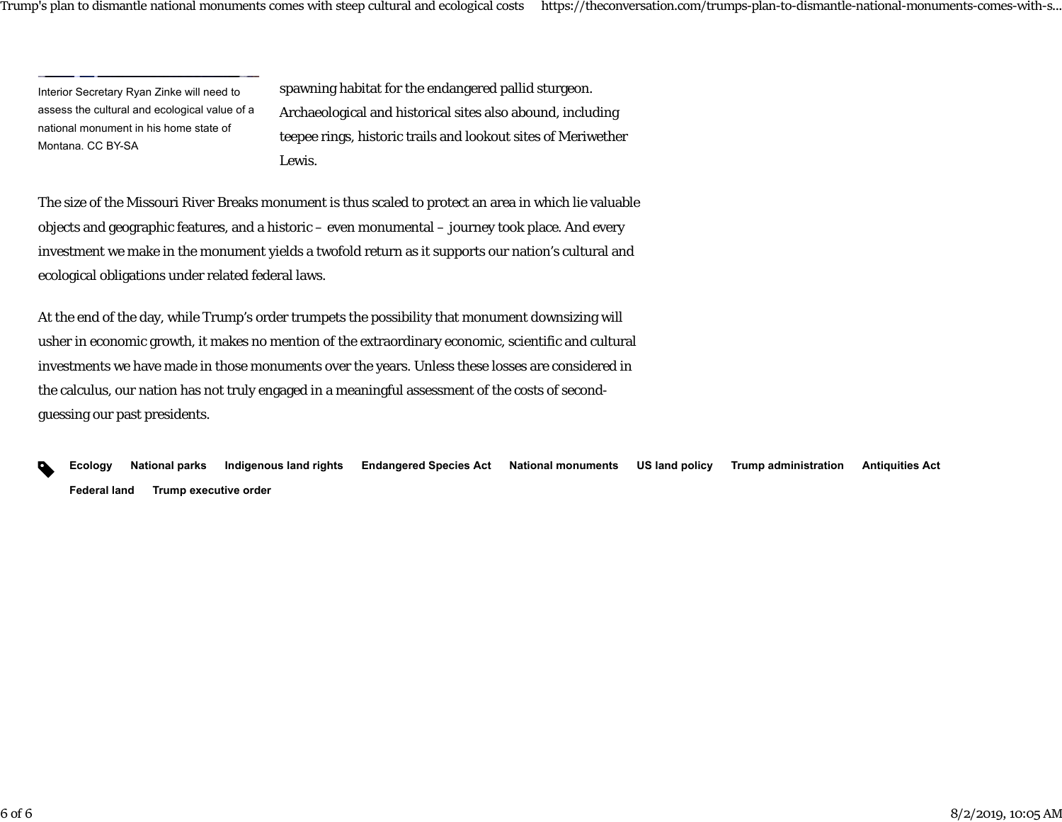Interior Secretary Ryan Zinke will need to assess the cultural and ecological value of a national monument in his home state of Montana. CC BY-SA

spawning habitat for the endangered pallid sturgeon. Archaeological and historical sites also abound, including teepee rings, historic trails and lookout sites of Meriwether Lewis.

The size of the Missouri River Breaks monument is thus scaled to protect an area in which lie valuable objects and geographic features, and a historic – even monumental – journey took place. And every investment we make in the monument yields a twofold return as it supports our nation's cultural and ecological obligations under related federal laws.

At the end of the day, while Trump's order trumpets the possibility that monument downsizing will usher in economic growth, it makes no mention of the extraordinary economic, scientific and cultural investments we have made in those monuments over the years. Unless these losses are considered in the calculus, our nation has not truly engaged in a meaningful assessment of the costs of second-guessing our past presidents.

**Ecology** **National parks** **Indigenous land rights** **Endangered Species Act** **National monuments** **US land policy** **Trump administration** **Antiquities Act** **Federal land** **Trump executive order**